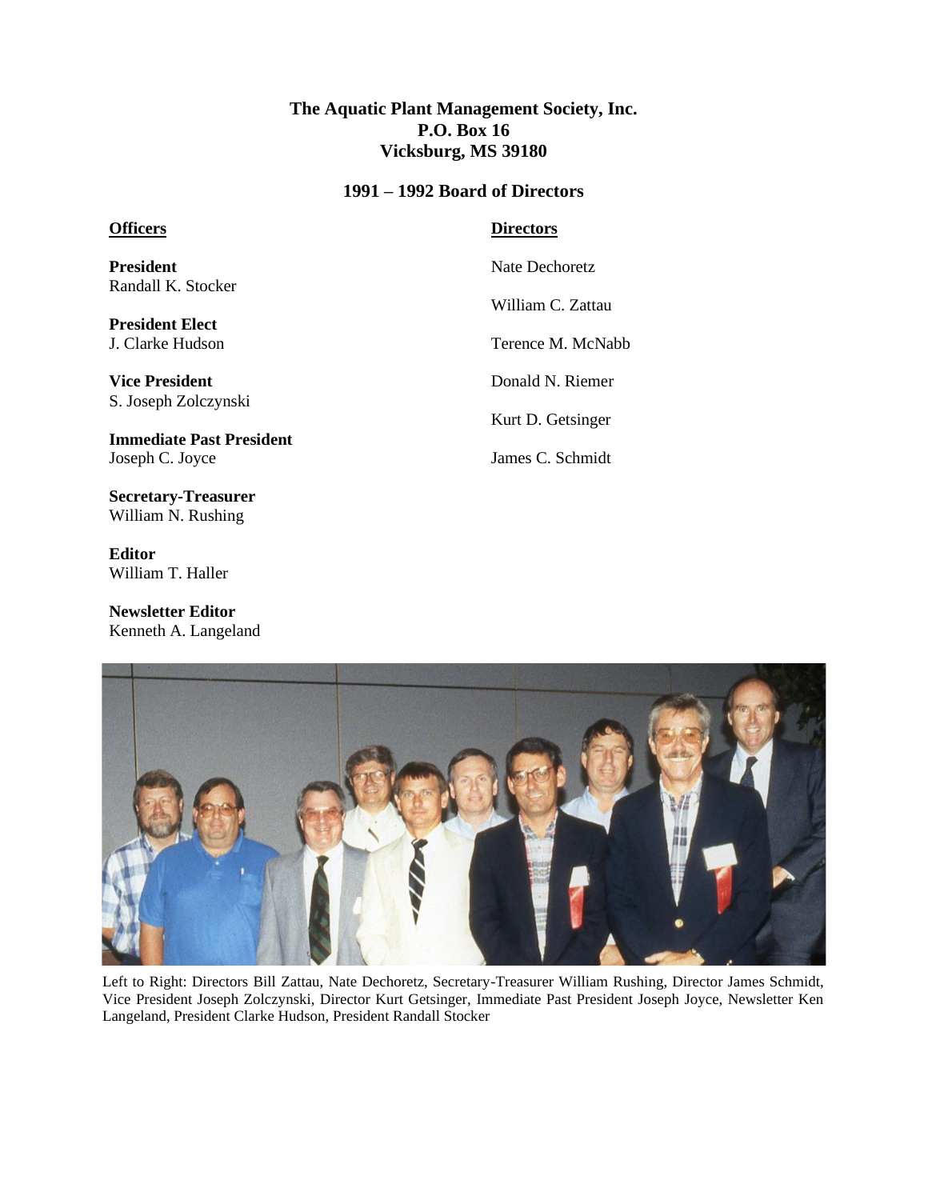**The Aquatic Plant Management Society, Inc.**
**P.O. Box 16**
**Vicksburg, MS 39180**

## 1991 – 1992 Board of Directors

### Officers

**President**
Randall K. Stocker

**President Elect**
J. Clarke Hudson

**Vice President**
S. Joseph Zolczynski

**Immediate Past President**
Joseph C. Joyce

**Secretary-Treasurer**
William N. Rushing

**Editor**
William T. Haller

**Newsletter Editor**
Kenneth A. Langeland

### Directors

Nate Dechoretz

William C. Zattau

Terence M. McNabb

Donald N. Riemer

Kurt D. Getsinger

James C. Schmidt

Left to Right: Directors Bill Zattau, Nate Dechoretz, Secretary-Treasurer William Rushing, Director James Schmidt, Vice President Joseph Zolczynski, Director Kurt Getsinger, Immediate Past President Joseph Joyce, Newsletter Ken Langeland, President Clarke Hudson, President Randall Stocker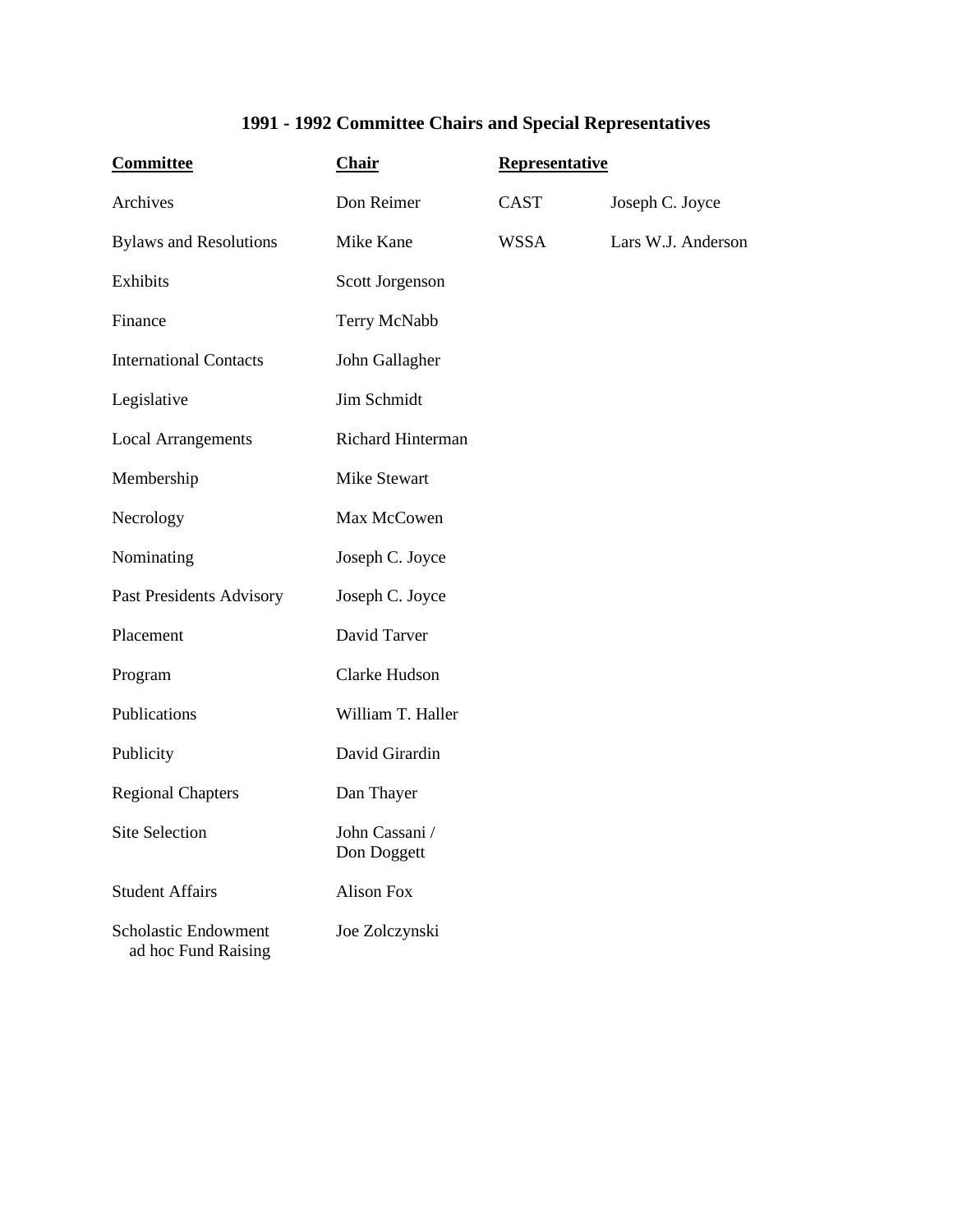## 1991 - 1992 Committee Chairs and Special Representatives

| Committee | Chair | Representative | |
|---|---|---|---|
| Archives | Don Reimer | CAST | Joseph C. Joyce |
| Bylaws and Resolutions | Mike Kane | WSSA | Lars W.J. Anderson |
| Exhibits | Scott Jorgenson | | |
| Finance | Terry McNabb | | |
| International Contacts | John Gallagher | | |
| Legislative | Jim Schmidt | | |
| Local Arrangements | Richard Hinterman | | |
| Membership | Mike Stewart | | |
| Necrology | Max McCowen | | |
| Nominating | Joseph C. Joyce | | |
| Past Presidents Advisory | Joseph C. Joyce | | |
| Placement | David Tarver | | |
| Program | Clarke Hudson | | |
| Publications | William T. Haller | | |
| Publicity | David Girardin | | |
| Regional Chapters | Dan Thayer | | |
| Site Selection | John Cassani / Don Doggett | | |
| Student Affairs | Alison Fox | | |
| Scholastic Endowment ad hoc Fund Raising | Joe Zolczynski | | |